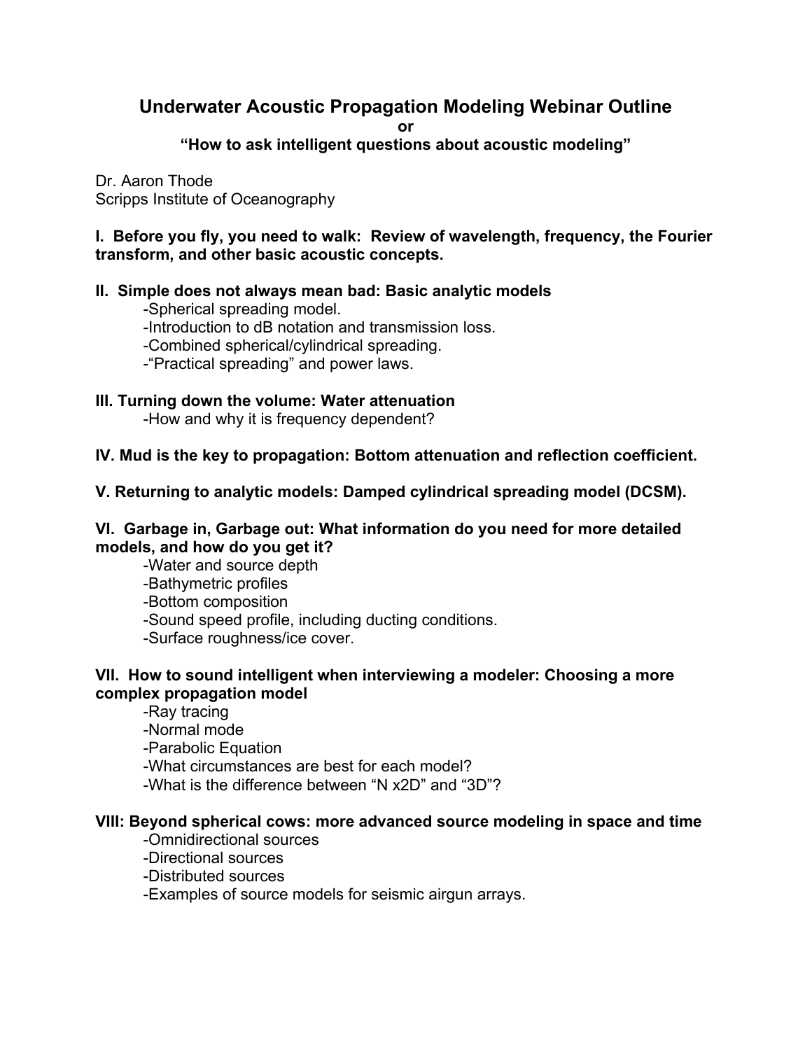# Underwater Acoustic Propagation Modeling Webinar Outline

**or**

**"How to ask intelligent questions about acoustic modeling"**

Dr. Aaron Thode
Scripps Institute of Oceanography

### I. Before you fly, you need to walk: Review of wavelength, frequency, the Fourier transform, and other basic acoustic concepts.

### II. Simple does not always mean bad: Basic analytic models

- -Spherical spreading model.
- -Introduction to dB notation and transmission loss.
- -Combined spherical/cylindrical spreading.
- -"Practical spreading" and power laws.

### III. Turning down the volume: Water attenuation

- -How and why it is frequency dependent?

### IV. Mud is the key to propagation: Bottom attenuation and reflection coefficient.

### V. Returning to analytic models: Damped cylindrical spreading model (DCSM).

### VI. Garbage in, Garbage out: What information do you need for more detailed models, and how do you get it?

- -Water and source depth
- -Bathymetric profiles
- -Bottom composition
- -Sound speed profile, including ducting conditions.
- -Surface roughness/ice cover.

### VII. How to sound intelligent when interviewing a modeler: Choosing a more complex propagation model

- -Ray tracing
- -Normal mode
- -Parabolic Equation
- -What circumstances are best for each model?
- -What is the difference between "N x2D" and "3D"?

### VIII: Beyond spherical cows: more advanced source modeling in space and time

- -Omnidirectional sources
- -Directional sources
- -Distributed sources
- -Examples of source models for seismic airgun arrays.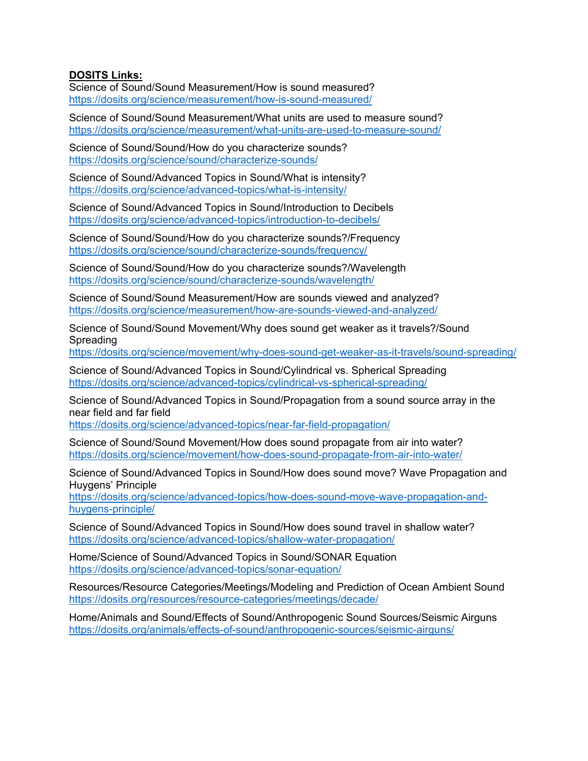**DOSITS Links:**

Science of Sound/Sound Measurement/How is sound measured?
https://dosits.org/science/measurement/how-is-sound-measured/

Science of Sound/Sound Measurement/What units are used to measure sound?
https://dosits.org/science/measurement/what-units-are-used-to-measure-sound/

Science of Sound/Sound/How do you characterize sounds?
https://dosits.org/science/sound/characterize-sounds/

Science of Sound/Advanced Topics in Sound/What is intensity?
https://dosits.org/science/advanced-topics/what-is-intensity/

Science of Sound/Advanced Topics in Sound/Introduction to Decibels
https://dosits.org/science/advanced-topics/introduction-to-decibels/

Science of Sound/Sound/How do you characterize sounds?/Frequency
https://dosits.org/science/sound/characterize-sounds/frequency/

Science of Sound/Sound/How do you characterize sounds?/Wavelength
https://dosits.org/science/sound/characterize-sounds/wavelength/

Science of Sound/Sound Measurement/How are sounds viewed and analyzed?
https://dosits.org/science/measurement/how-are-sounds-viewed-and-analyzed/

Science of Sound/Sound Movement/Why does sound get weaker as it travels?/Sound Spreading
https://dosits.org/science/movement/why-does-sound-get-weaker-as-it-travels/sound-spreading/

Science of Sound/Advanced Topics in Sound/Cylindrical vs. Spherical Spreading
https://dosits.org/science/advanced-topics/cylindrical-vs-spherical-spreading/

Science of Sound/Advanced Topics in Sound/Propagation from a sound source array in the near field and far field
https://dosits.org/science/advanced-topics/near-far-field-propagation/

Science of Sound/Sound Movement/How does sound propagate from air into water?
https://dosits.org/science/movement/how-does-sound-propagate-from-air-into-water/

Science of Sound/Advanced Topics in Sound/How does sound move? Wave Propagation and Huygens' Principle
https://dosits.org/science/advanced-topics/how-does-sound-move-wave-propagation-and-huygens-principle/

Science of Sound/Advanced Topics in Sound/How does sound travel in shallow water?
https://dosits.org/science/advanced-topics/shallow-water-propagation/

Home/Science of Sound/Advanced Topics in Sound/SONAR Equation
https://dosits.org/science/advanced-topics/sonar-equation/

Resources/Resource Categories/Meetings/Modeling and Prediction of Ocean Ambient Sound
https://dosits.org/resources/resource-categories/meetings/decade/

Home/Animals and Sound/Effects of Sound/Anthropogenic Sound Sources/Seismic Airguns
https://dosits.org/animals/effects-of-sound/anthropogenic-sources/seismic-airguns/